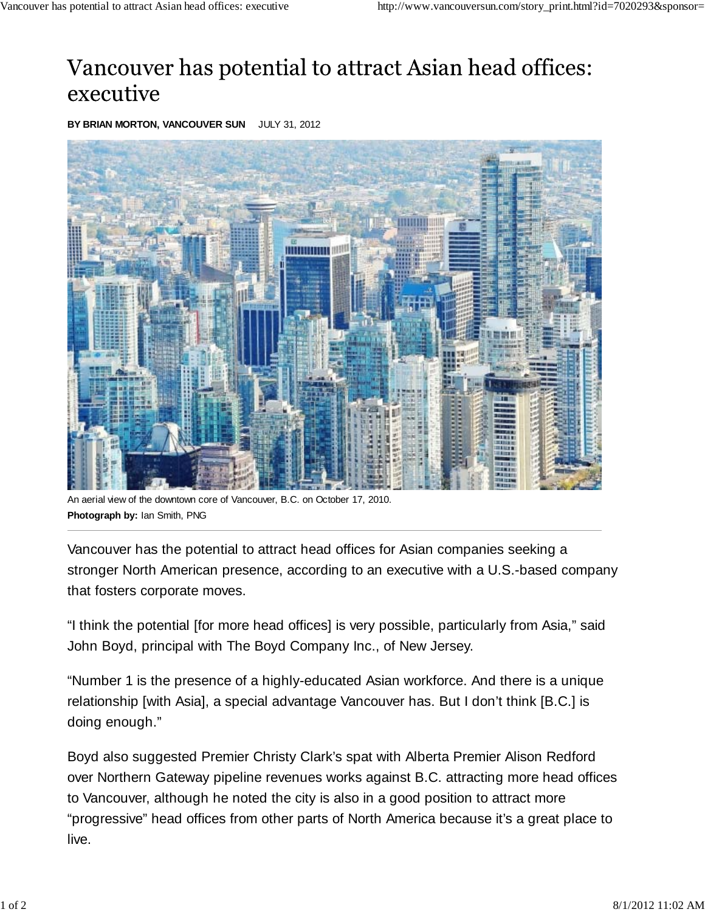# Vancouver has potential to attract Asian head offices: executive

**BY BRIAN MORTON, VANCOUVER SUN** JULY 31, 2012

An aerial view of the downtown core of Vancouver, B.C. on October 17, 2010.
**Photograph by:** Ian Smith, PNG

Vancouver has the potential to attract head offices for Asian companies seeking a stronger North American presence, according to an executive with a U.S.-based company that fosters corporate moves.

"I think the potential [for more head offices] is very possible, particularly from Asia," said John Boyd, principal with The Boyd Company Inc., of New Jersey.

"Number 1 is the presence of a highly-educated Asian workforce. And there is a unique relationship [with Asia], a special advantage Vancouver has. But I don't think [B.C.] is doing enough."

Boyd also suggested Premier Christy Clark's spat with Alberta Premier Alison Redford over Northern Gateway pipeline revenues works against B.C. attracting more head offices to Vancouver, although he noted the city is also in a good position to attract more "progressive" head offices from other parts of North America because it's a great place to live.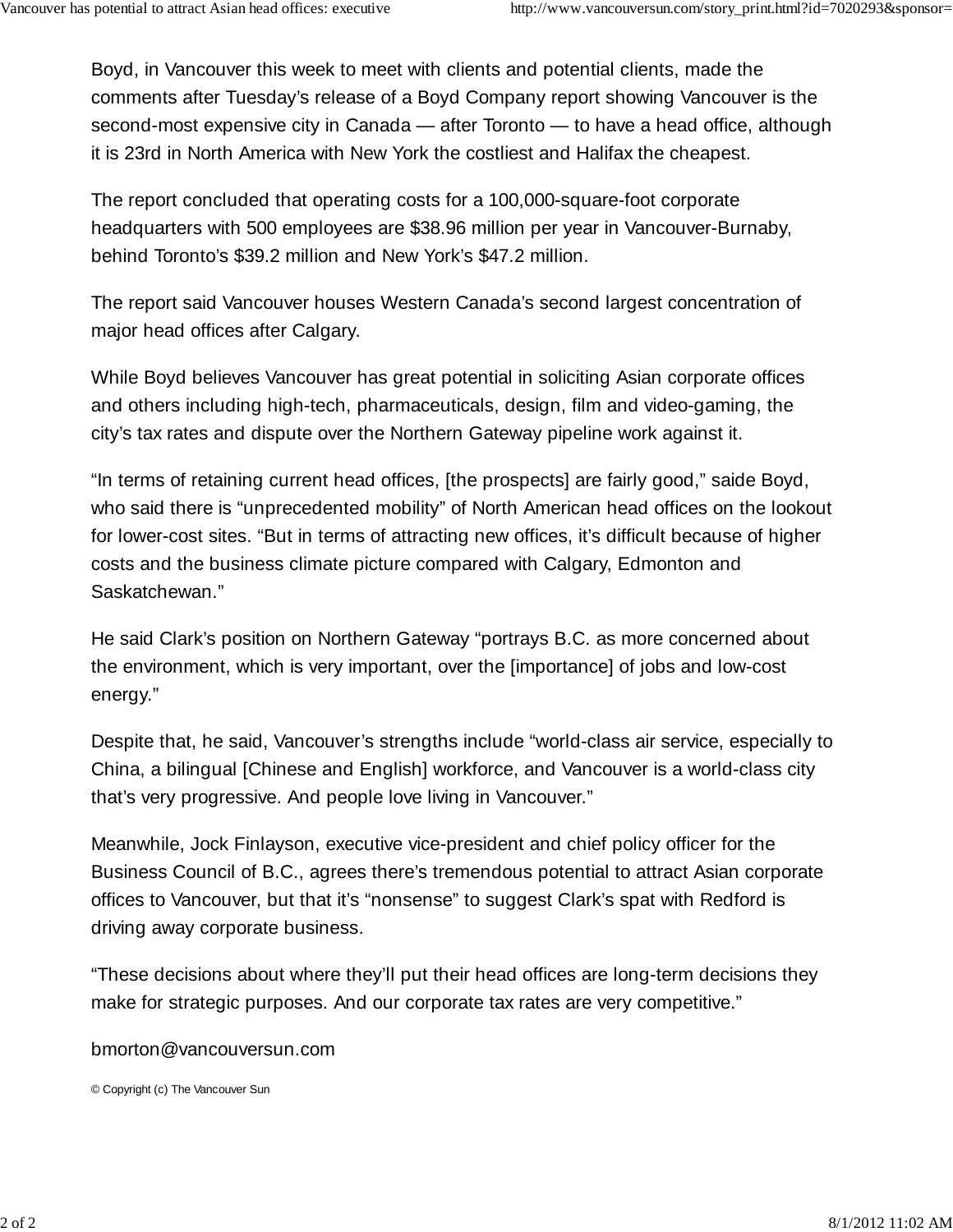Boyd, in Vancouver this week to meet with clients and potential clients, made the comments after Tuesday's release of a Boyd Company report showing Vancouver is the second-most expensive city in Canada — after Toronto — to have a head office, although it is 23rd in North America with New York the costliest and Halifax the cheapest.

The report concluded that operating costs for a 100,000-square-foot corporate headquarters with 500 employees are $38.96 million per year in Vancouver-Burnaby, behind Toronto's $39.2 million and New York's $47.2 million.

The report said Vancouver houses Western Canada's second largest concentration of major head offices after Calgary.

While Boyd believes Vancouver has great potential in soliciting Asian corporate offices and others including high-tech, pharmaceuticals, design, film and video-gaming, the city's tax rates and dispute over the Northern Gateway pipeline work against it.

"In terms of retaining current head offices, [the prospects] are fairly good," saide Boyd, who said there is "unprecedented mobility" of North American head offices on the lookout for lower-cost sites. "But in terms of attracting new offices, it's difficult because of higher costs and the business climate picture compared with Calgary, Edmonton and Saskatchewan."

He said Clark's position on Northern Gateway "portrays B.C. as more concerned about the environment, which is very important, over the [importance] of jobs and low-cost energy."

Despite that, he said, Vancouver's strengths include "world-class air service, especially to China, a bilingual [Chinese and English] workforce, and Vancouver is a world-class city that's very progressive. And people love living in Vancouver."

Meanwhile, Jock Finlayson, executive vice-president and chief policy officer for the Business Council of B.C., agrees there's tremendous potential to attract Asian corporate offices to Vancouver, but that it's "nonsense" to suggest Clark's spat with Redford is driving away corporate business.

"These decisions about where they'll put their head offices are long-term decisions they make for strategic purposes. And our corporate tax rates are very competitive."

bmorton@vancouversun.com

© Copyright (c) The Vancouver Sun